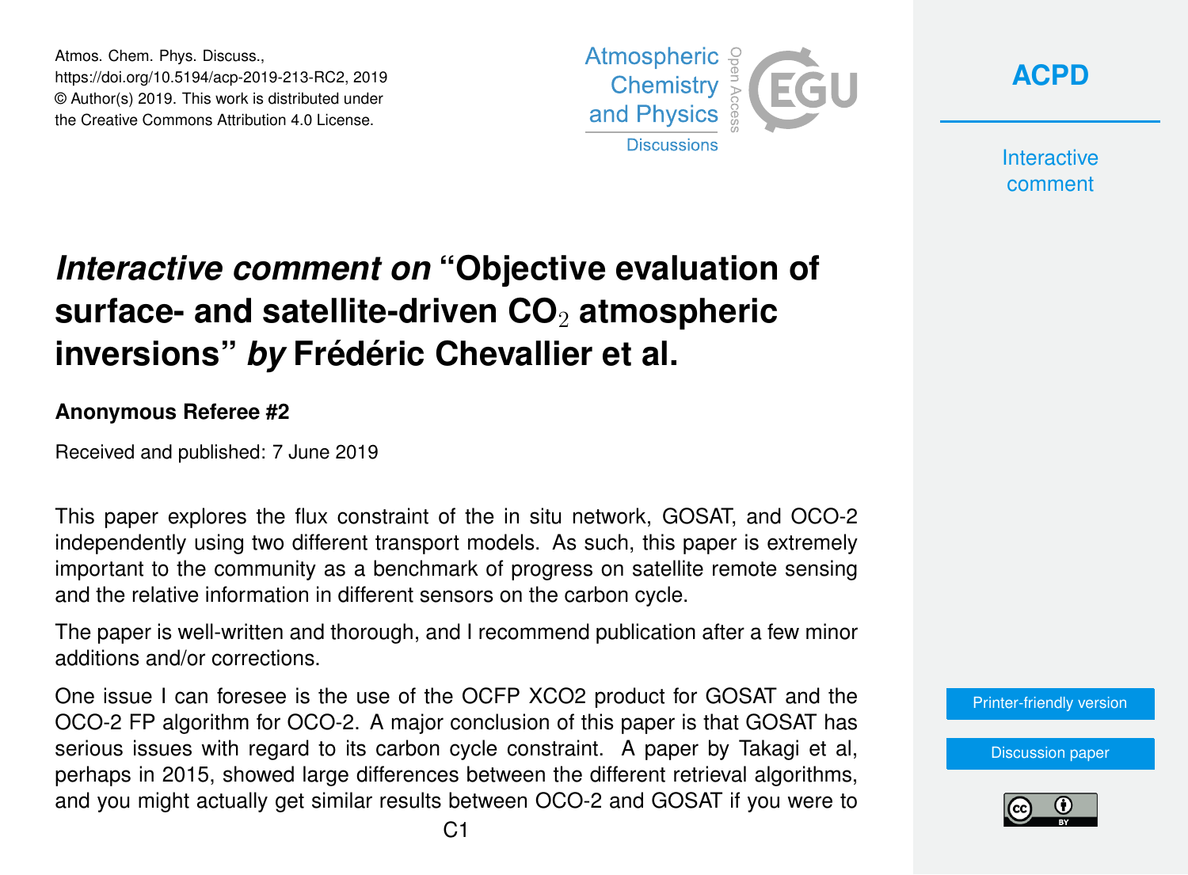# *Interactive comment on* "Objective evaluation of surface- and satellite-driven $CO_2$ atmospheric inversions" *by* Frédéric Chevallier et al.

**Anonymous Referee #2**

Received and published: 7 June 2019

This paper explores the flux constraint of the in situ network, GOSAT, and OCO-2 independently using two different transport models. As such, this paper is extremely important to the community as a benchmark of progress on satellite remote sensing and the relative information in different sensors on the carbon cycle.

The paper is well-written and thorough, and I recommend publication after a few minor additions and/or corrections.

One issue I can foresee is the use of the OCFP XCO2 product for GOSAT and the OCO-2 FP algorithm for OCO-2. A major conclusion of this paper is that GOSAT has serious issues with regard to its carbon cycle constraint. A paper by Takagi et al, perhaps in 2015, showed large differences between the different retrieval algorithms, and you might actually get similar results between OCO-2 and GOSAT if you were to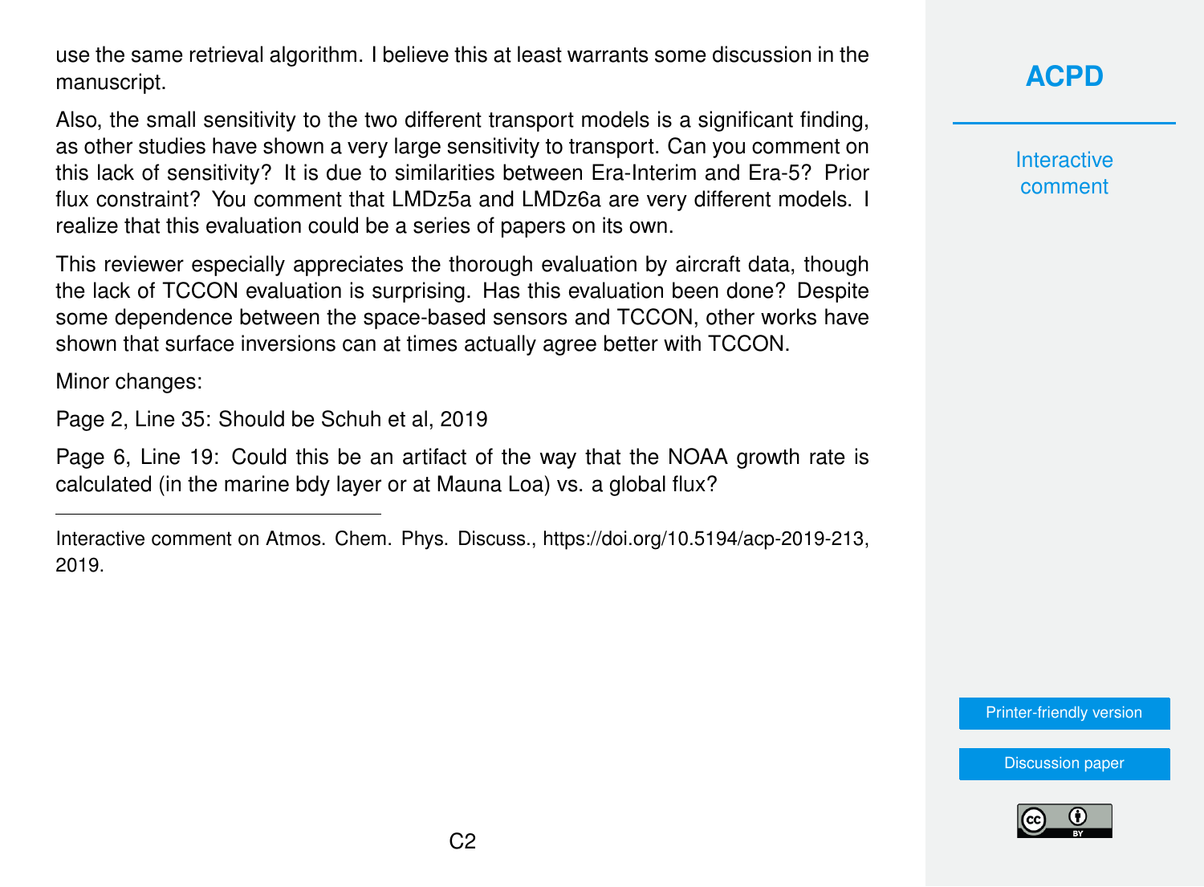use the same retrieval algorithm. I believe this at least warrants some discussion in the manuscript.

Also, the small sensitivity to the two different transport models is a significant finding, as other studies have shown a very large sensitivity to transport. Can you comment on this lack of sensitivity? It is due to similarities between Era-Interim and Era-5? Prior flux constraint? You comment that LMDz5a and LMDz6a are very different models. I realize that this evaluation could be a series of papers on its own.

This reviewer especially appreciates the thorough evaluation by aircraft data, though the lack of TCCON evaluation is surprising. Has this evaluation been done? Despite some dependence between the space-based sensors and TCCON, other works have shown that surface inversions can at times actually agree better with TCCON.

Minor changes:

Page 2, Line 35: Should be Schuh et al, 2019

Page 6, Line 19: Could this be an artifact of the way that the NOAA growth rate is calculated (in the marine bdy layer or at Mauna Loa) vs. a global flux?

---

Interactive comment on Atmos. Chem. Phys. Discuss., https://doi.org/10.5194/acp-2019-213, 2019.